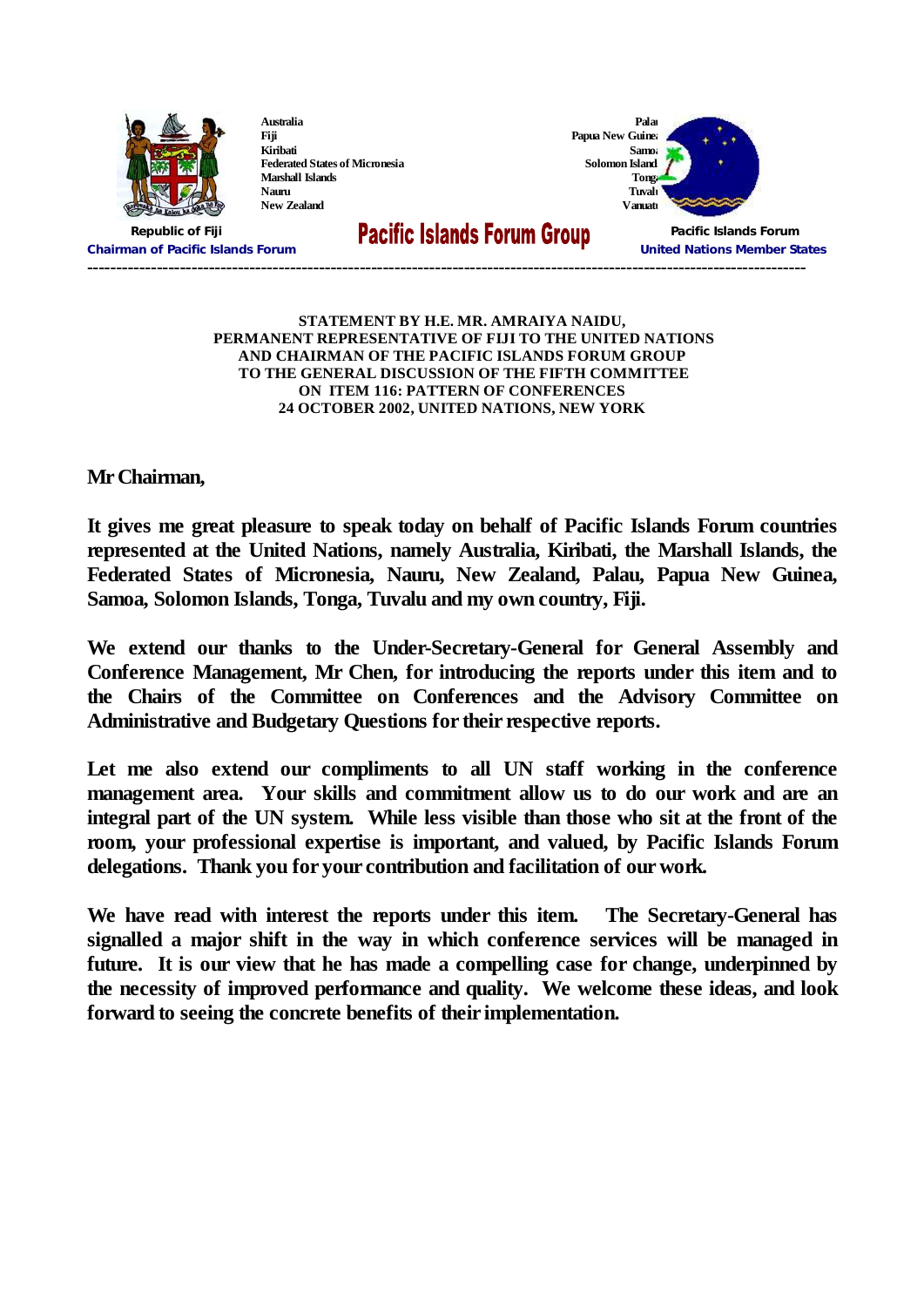Australia
Fiji
Kiribati
Federated States of Micronesia
Marshall Islands
Nauru
New Zealand

Palau
Papua New Guinea
Samoa
Solomon Island
Tonga
Tuvalu
Vanuatu

Republic of Fiji
Chairman of Pacific Islands Forum

**Pacific Islands Forum Group**

Pacific Islands Forum
United Nations Member States

---

**STATEMENT BY H.E. MR. AMRAIYA NAIDU,**
**PERMANENT REPRESENTATIVE OF FIJI TO THE UNITED NATIONS**
**AND CHAIRMAN OF THE PACIFIC ISLANDS FORUM GROUP**
**TO THE GENERAL DISCUSSION OF THE FIFTH COMMITTEE**
**ON ITEM 116: PATTERN OF CONFERENCES**
**24 OCTOBER 2002, UNITED NATIONS, NEW YORK**

**Mr Chairman,**

**It gives me great pleasure to speak today on behalf of Pacific Islands Forum countries represented at the United Nations, namely Australia, Kiribati, the Marshall Islands, the Federated States of Micronesia, Nauru, New Zealand, Palau, Papua New Guinea, Samoa, Solomon Islands, Tonga, Tuvalu and my own country, Fiji.**

**We extend our thanks to the Under-Secretary-General for General Assembly and Conference Management, Mr Chen, for introducing the reports under this item and to the Chairs of the Committee on Conferences and the Advisory Committee on Administrative and Budgetary Questions for their respective reports.**

**Let me also extend our compliments to all UN staff working in the conference management area. Your skills and commitment allow us to do our work and are an integral part of the UN system. While less visible than those who sit at the front of the room, your professional expertise is important, and valued, by Pacific Islands Forum delegations. Thank you for your contribution and facilitation of our work.**

**We have read with interest the reports under this item. The Secretary-General has signalled a major shift in the way in which conference services will be managed in future. It is our view that he has made a compelling case for change, underpinned by the necessity of improved performance and quality. We welcome these ideas, and look forward to seeing the concrete benefits of their implementation.**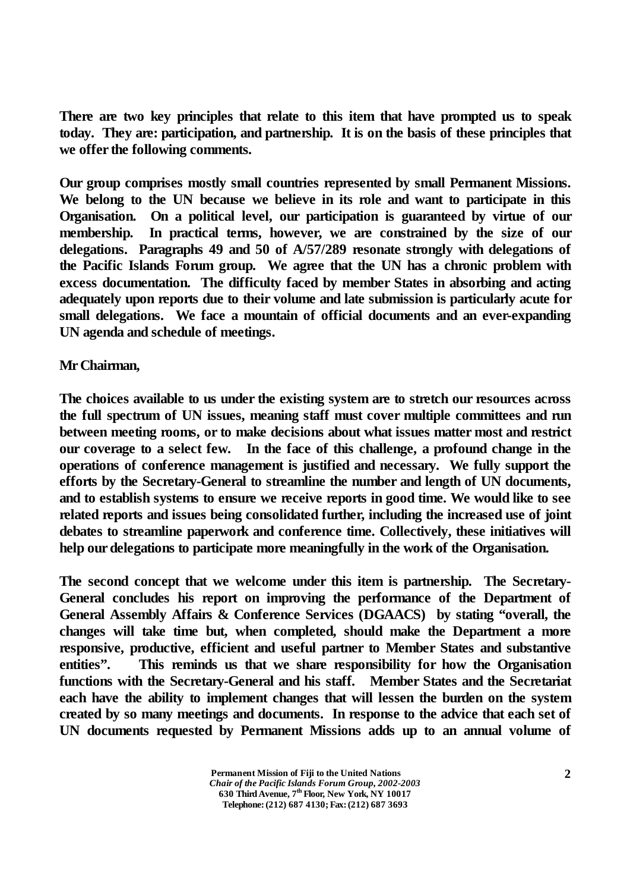**There are two key principles that relate to this item that have prompted us to speak today. They are: participation, and partnership. It is on the basis of these principles that we offer the following comments.**

**Our group comprises mostly small countries represented by small Permanent Missions. We belong to the UN because we believe in its role and want to participate in this Organisation. On a political level, our participation is guaranteed by virtue of our membership. In practical terms, however, we are constrained by the size of our delegations. Paragraphs 49 and 50 of A/57/289 resonate strongly with delegations of the Pacific Islands Forum group. We agree that the UN has a chronic problem with excess documentation. The difficulty faced by member States in absorbing and acting adequately upon reports due to their volume and late submission is particularly acute for small delegations. We face a mountain of official documents and an ever-expanding UN agenda and schedule of meetings.**

**Mr Chairman,**

**The choices available to us under the existing system are to stretch our resources across the full spectrum of UN issues, meaning staff must cover multiple committees and run between meeting rooms, or to make decisions about what issues matter most and restrict our coverage to a select few. In the face of this challenge, a profound change in the operations of conference management is justified and necessary. We fully support the efforts by the Secretary-General to streamline the number and length of UN documents, and to establish systems to ensure we receive reports in good time. We would like to see related reports and issues being consolidated further, including the increased use of joint debates to streamline paperwork and conference time. Collectively, these initiatives will help our delegations to participate more meaningfully in the work of the Organisation.**

**The second concept that we welcome under this item is partnership. The Secretary-General concludes his report on improving the performance of the Department of General Assembly Affairs & Conference Services (DGAACS) by stating "overall, the changes will take time but, when completed, should make the Department a more responsive, productive, efficient and useful partner to Member States and substantive entities". This reminds us that we share responsibility for how the Organisation functions with the Secretary-General and his staff. Member States and the Secretariat each have the ability to implement changes that will lessen the burden on the system created by so many meetings and documents. In response to the advice that each set of UN documents requested by Permanent Missions adds up to an annual volume of**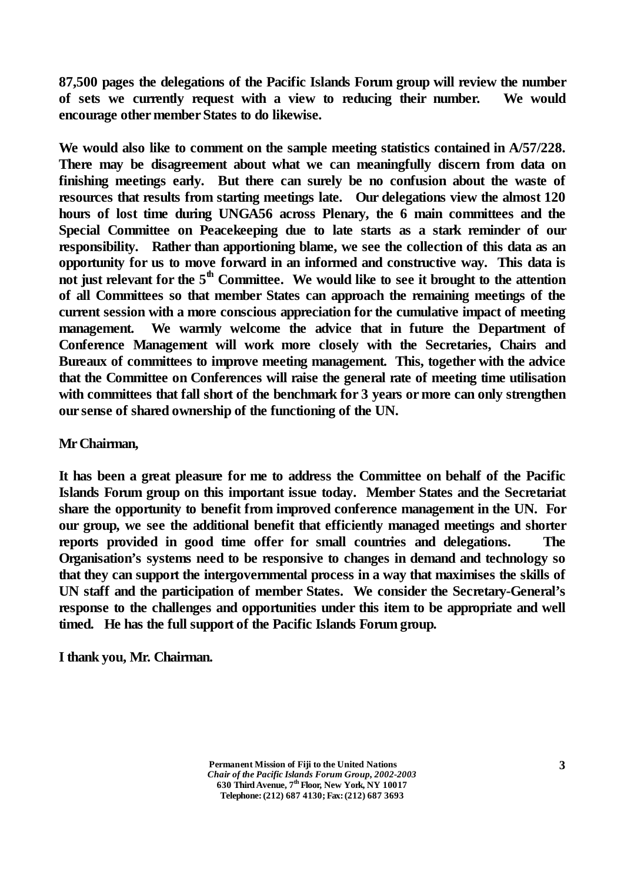**87,500 pages the delegations of the Pacific Islands Forum group will review the number of sets we currently request with a view to reducing their number. We would encourage other member States to do likewise.**

**We would also like to comment on the sample meeting statistics contained in A/57/228. There may be disagreement about what we can meaningfully discern from data on finishing meetings early. But there can surely be no confusion about the waste of resources that results from starting meetings late. Our delegations view the almost 120 hours of lost time during UNGA56 across Plenary, the 6 main committees and the Special Committee on Peacekeeping due to late starts as a stark reminder of our responsibility. Rather than apportioning blame, we see the collection of this data as an opportunity for us to move forward in an informed and constructive way. This data is not just relevant for the 5th Committee. We would like to see it brought to the attention of all Committees so that member States can approach the remaining meetings of the current session with a more conscious appreciation for the cumulative impact of meeting management. We warmly welcome the advice that in future the Department of Conference Management will work more closely with the Secretaries, Chairs and Bureaux of committees to improve meeting management. This, together with the advice that the Committee on Conferences will raise the general rate of meeting time utilisation with committees that fall short of the benchmark for 3 years or more can only strengthen our sense of shared ownership of the functioning of the UN.**

**Mr Chairman,**

**It has been a great pleasure for me to address the Committee on behalf of the Pacific Islands Forum group on this important issue today. Member States and the Secretariat share the opportunity to benefit from improved conference management in the UN. For our group, we see the additional benefit that efficiently managed meetings and shorter reports provided in good time offer for small countries and delegations. The Organisation's systems need to be responsive to changes in demand and technology so that they can support the intergovernmental process in a way that maximises the skills of UN staff and the participation of member States. We consider the Secretary-General's response to the challenges and opportunities under this item to be appropriate and well timed. He has the full support of the Pacific Islands Forum group.**

**I thank you, Mr. Chairman.**